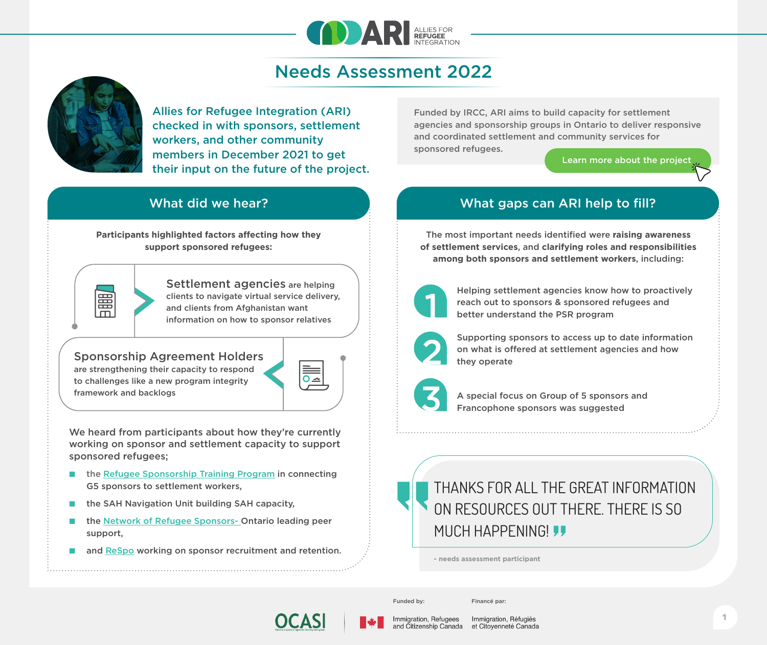ARI ALLIES FOR REFUGEE INTEGRATION

# Needs Assessment 2022

Allies for Refugee Integration (ARI) checked in with sponsors, settlement workers, and other community members in December 2021 to get their input on the future of the project.

Funded by IRCC, ARI aims to build capacity for settlement agencies and sponsorship groups in Ontario to deliver responsive and coordinated settlement and community services for sponsored refugees.

Learn more about the project

## What did we hear?

**Participants highlighted factors affecting how they support sponsored refugees:**

**Settlement agencies** are helping clients to navigate virtual service delivery, and clients from Afghanistan want information on how to sponsor relatives

**Sponsorship Agreement Holders** are strengthening their capacity to respond to challenges like a new program integrity framework and backlogs

We heard from participants about how they're currently working on sponsor and settlement capacity to support sponsored refugees;

- the Refugee Sponsorship Training Program in connecting G5 sponsors to settlement workers,
- the SAH Navigation Unit building SAH capacity,
- the Network of Refugee Sponsors- Ontario leading peer support,
- and ReSpo working on sponsor recruitment and retention.

## What gaps can ARI help to fill?

The most important needs identified were **raising awareness of settlement services**, and **clarifying roles and responsibilities among both sponsors and settlement workers**, including:

1. Helping settlement agencies know how to proactively reach out to sponsors & sponsored refugees and better understand the PSR program
2. Supporting sponsors to access up to date information on what is offered at settlement agencies and how they operate
3. A special focus on Group of 5 sponsors and Francophone sponsors was suggested

> THANKS FOR ALL THE GREAT INFORMATION ON RESOURCES OUT THERE. THERE IS SO MUCH HAPPENING!
>
> - needs assessment participant

OCASI Ontario Council of Agencies Serving Immigrants

Funded by: Immigration, Refugees and Citizenship Canada

Financé par: Immigration, Réfugiés et Citoyenneté Canada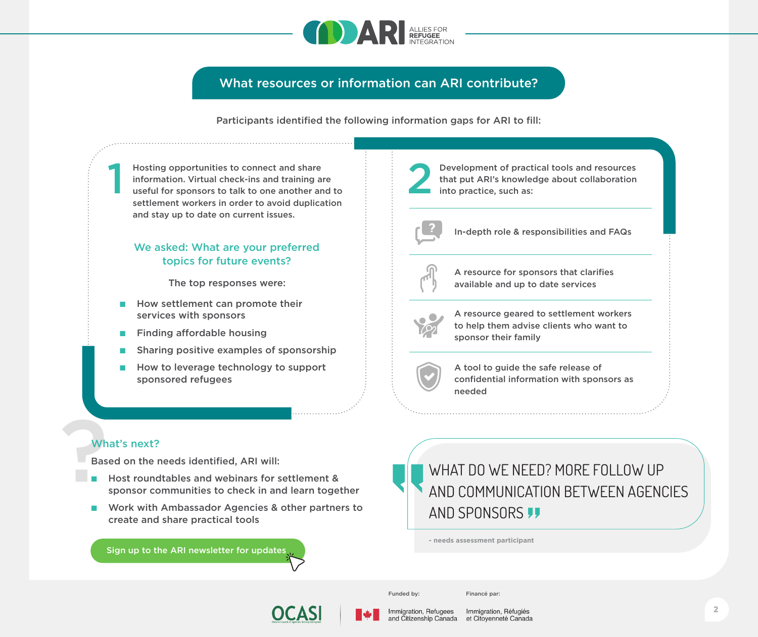ARI ALLIES FOR REFUGEE INTEGRATION

## What resources or information can ARI contribute?

Participants identified the following information gaps for ARI to fill:

**1** Hosting opportunities to connect and share information. Virtual check-ins and training are useful for sponsors to talk to one another and to settlement workers in order to avoid duplication and stay up to date on current issues.

### We asked: What are your preferred topics for future events?

The top responses were:

- How settlement can promote their services with sponsors
- Finding affordable housing
- Sharing positive examples of sponsorship
- How to leverage technology to support sponsored refugees

**2** Development of practical tools and resources that put ARI's knowledge about collaboration into practice, such as:

- In-depth role & responsibilities and FAQs
- A resource for sponsors that clarifies available and up to date services
- A resource geared to settlement workers to help them advise clients who want to sponsor their family
- A tool to guide the safe release of confidential information with sponsors as needed

### What's next?

Based on the needs identified, ARI will:

- Host roundtables and webinars for settlement & sponsor communities to check in and learn together
- Work with Ambassador Agencies & other partners to create and share practical tools

Sign up to the ARI newsletter for updates

> "WHAT DO WE NEED? MORE FOLLOW UP AND COMMUNICATION BETWEEN AGENCIES AND SPONSORS"
>
> - needs assessment participant

Funded by: Immigration, Refugees and Citizenship Canada

Financé par: Immigration, Réfugiés et Citoyenneté Canada

OCASI